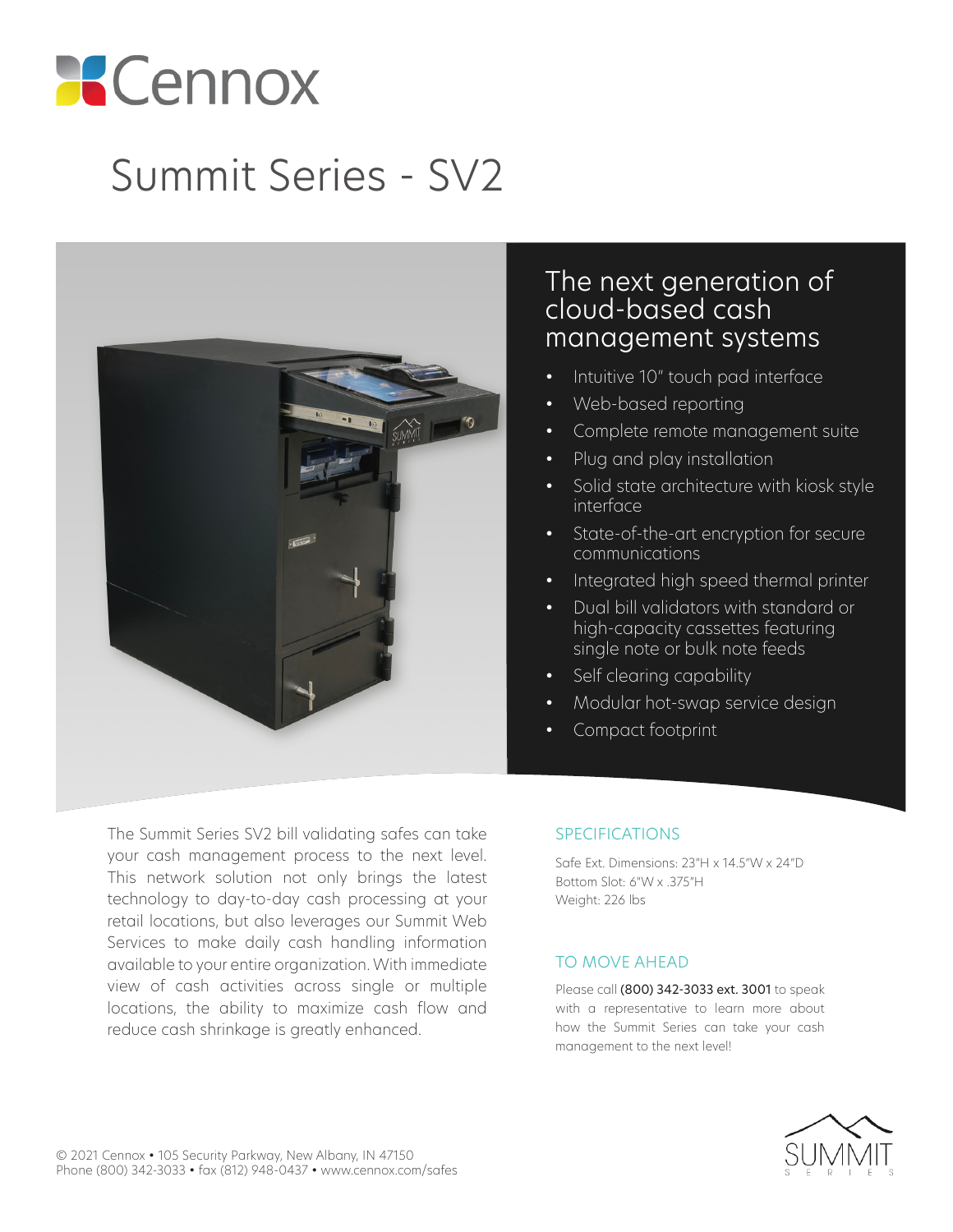# Cennox

# Summit Series - SV2

## The next generation of cloud-based cash management systems

- Intuitive 10" touch pad interface
- Web-based reporting
- Complete remote management suite
- Plug and play installation
- Solid state architecture with kiosk style interface
- State-of-the-art encryption for secure communications
- Integrated high speed thermal printer
- Dual bill validators with standard or high-capacity cassettes featuring single note or bulk note feeds
- Self clearing capability
- Modular hot-swap service design
- Compact footprint

The Summit Series SV2 bill validating safes can take your cash management process to the next level. This network solution not only brings the latest technology to day-to-day cash processing at your retail locations, but also leverages our Summit Web Services to make daily cash handling information available to your entire organization. With immediate view of cash activities across single or multiple locations, the ability to maximize cash flow and reduce cash shrinkage is greatly enhanced.

### SPECIFICATIONS

Safe Ext. Dimensions: 23"H x 14.5"W x 24"D
Bottom Slot: 6"W x .375"H
Weight: 226 lbs

### TO MOVE AHEAD

Please call **(800) 342-3033 ext. 3001** to speak with a representative to learn more about how the Summit Series can take your cash management to the next level!

© 2021 Cennox • 105 Security Parkway, New Albany, IN 47150
Phone (800) 342-3033 • fax (812) 948-0437 • www.cennox.com/safes

SUMMIT SERIES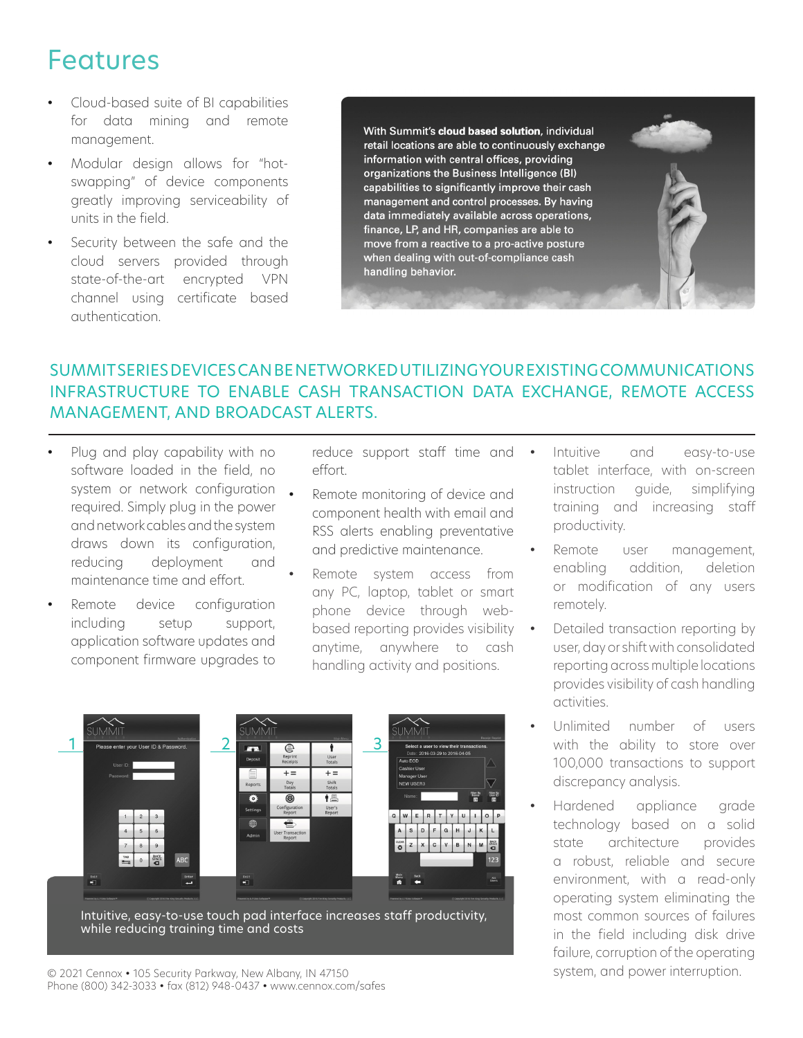# Features

- Cloud-based suite of BI capabilities for data mining and remote management.
- Modular design allows for "hot-swapping" of device components greatly improving serviceability of units in the field.
- Security between the safe and the cloud servers provided through state-of-the-art encrypted VPN channel using certificate based authentication.

With Summit's **cloud based solution**, individual retail locations are able to continuously exchange information with central offices, providing organizations the Business Intelligence (BI) capabilities to significantly improve their cash management and control processes. By having data immediately available across operations, finance, LP, and HR, companies are able to move from a reactive to a pro-active posture when dealing with out-of-compliance cash handling behavior.

## SUMMIT SERIES DEVICES CAN BE NETWORKED UTILIZING YOUR EXISTING COMMUNICATIONS INFRASTRUCTURE TO ENABLE CASH TRANSACTION DATA EXCHANGE, REMOTE ACCESS MANAGEMENT, AND BROADCAST ALERTS.

- Plug and play capability with no software loaded in the field, no system or network configuration required. Simply plug in the power and network cables and the system draws down its configuration, reducing deployment and maintenance time and effort.
- Remote device configuration including setup support, application software updates and component firmware upgrades to reduce support staff time and effort.
- Remote monitoring of device and component health with email and RSS alerts enabling preventative and predictive maintenance.
- Remote system access from any PC, laptop, tablet or smart phone device through web-based reporting provides visibility anytime, anywhere to cash handling activity and positions.
- Intuitive and easy-to-use tablet interface, with on-screen instruction guide, simplifying training and increasing staff productivity.
- Remote user management, enabling addition, deletion or modification of any users remotely.
- Detailed transaction reporting by user, day or shift with consolidated reporting across multiple locations provides visibility of cash handling activities.
- Unlimited number of users with the ability to store over 100,000 transactions to support discrepancy analysis.
- Hardened appliance grade technology based on a solid state architecture provides a robust, reliable and secure environment, with a read-only operating system eliminating the most common sources of failures in the field including disk drive failure, corruption of the operating system, and power interruption.

Intuitive, easy-to-use touch pad interface increases staff productivity, while reducing training time and costs

© 2021 Cennox • 105 Security Parkway, New Albany, IN 47150
Phone (800) 342-3033 • fax (812) 948-0437 • www.cennox.com/safes